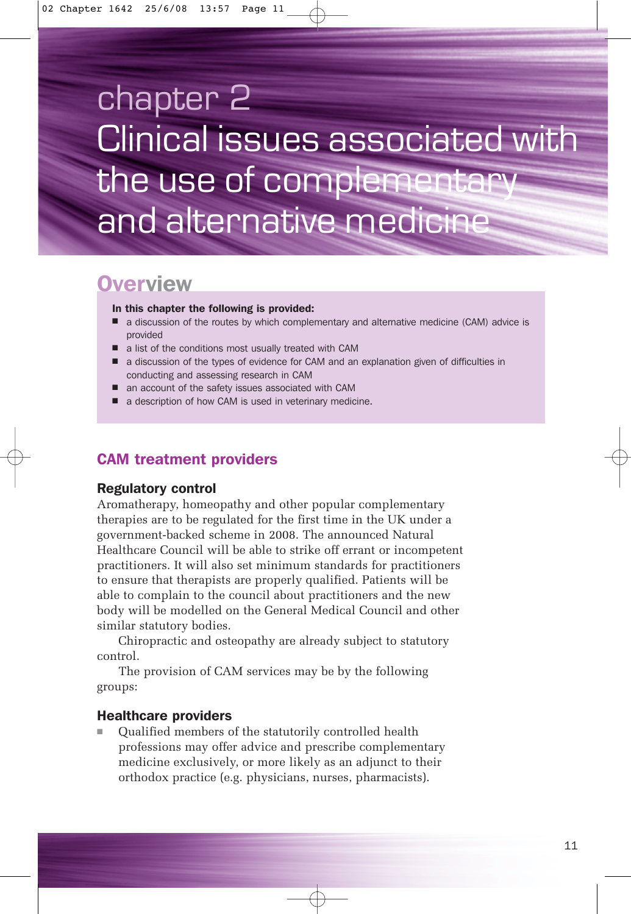# chapter 2 Clinical issues associated with the use of complementary and alternative medicine

## Overview

**In this chapter the following is provided:**

- a discussion of the routes by which complementary and alternative medicine (CAM) advice is provided
- a list of the conditions most usually treated with CAM
- a discussion of the types of evidence for CAM and an explanation given of difficulties in conducting and assessing research in CAM
- an account of the safety issues associated with CAM
- a description of how CAM is used in veterinary medicine.

## CAM treatment providers

### Regulatory control

Aromatherapy, homeopathy and other popular complementary therapies are to be regulated for the first time in the UK under a government-backed scheme in 2008. The announced Natural Healthcare Council will be able to strike off errant or incompetent practitioners. It will also set minimum standards for practitioners to ensure that therapists are properly qualified. Patients will be able to complain to the council about practitioners and the new body will be modelled on the General Medical Council and other similar statutory bodies.

Chiropractic and osteopathy are already subject to statutory control.

The provision of CAM services may be by the following groups:

### Healthcare providers

- Qualified members of the statutorily controlled health professions may offer advice and prescribe complementary medicine exclusively, or more likely as an adjunct to their orthodox practice (e.g. physicians, nurses, pharmacists).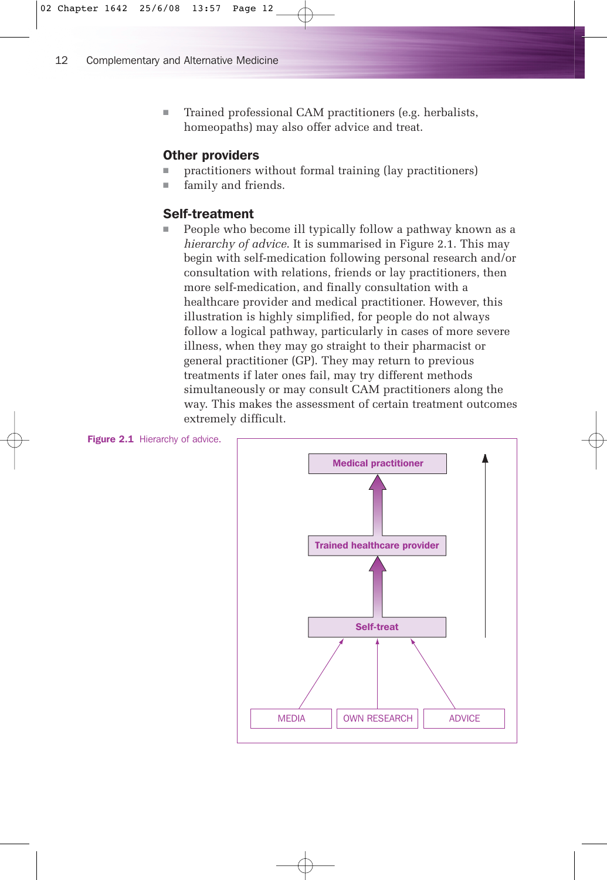- Trained professional CAM practitioners (e.g. herbalists, homeopaths) may also offer advice and treat.

### Other providers

- practitioners without formal training (lay practitioners)
- family and friends.

### Self-treatment

- People who become ill typically follow a pathway known as a *hierarchy of advice*. It is summarised in Figure 2.1. This may begin with self-medication following personal research and/or consultation with relations, friends or lay practitioners, then more self-medication, and finally consultation with a healthcare provider and medical practitioner. However, this illustration is highly simplified, for people do not always follow a logical pathway, particularly in cases of more severe illness, when they may go straight to their pharmacist or general practitioner (GP). They may return to previous treatments if later ones fail, may try different methods simultaneously or may consult CAM practitioners along the way. This makes the assessment of certain treatment outcomes extremely difficult.

**Figure 2.1** Hierarchy of advice.

Medical practitioner

Trained healthcare provider

Self-treat

MEDIA | OWN RESEARCH | ADVICE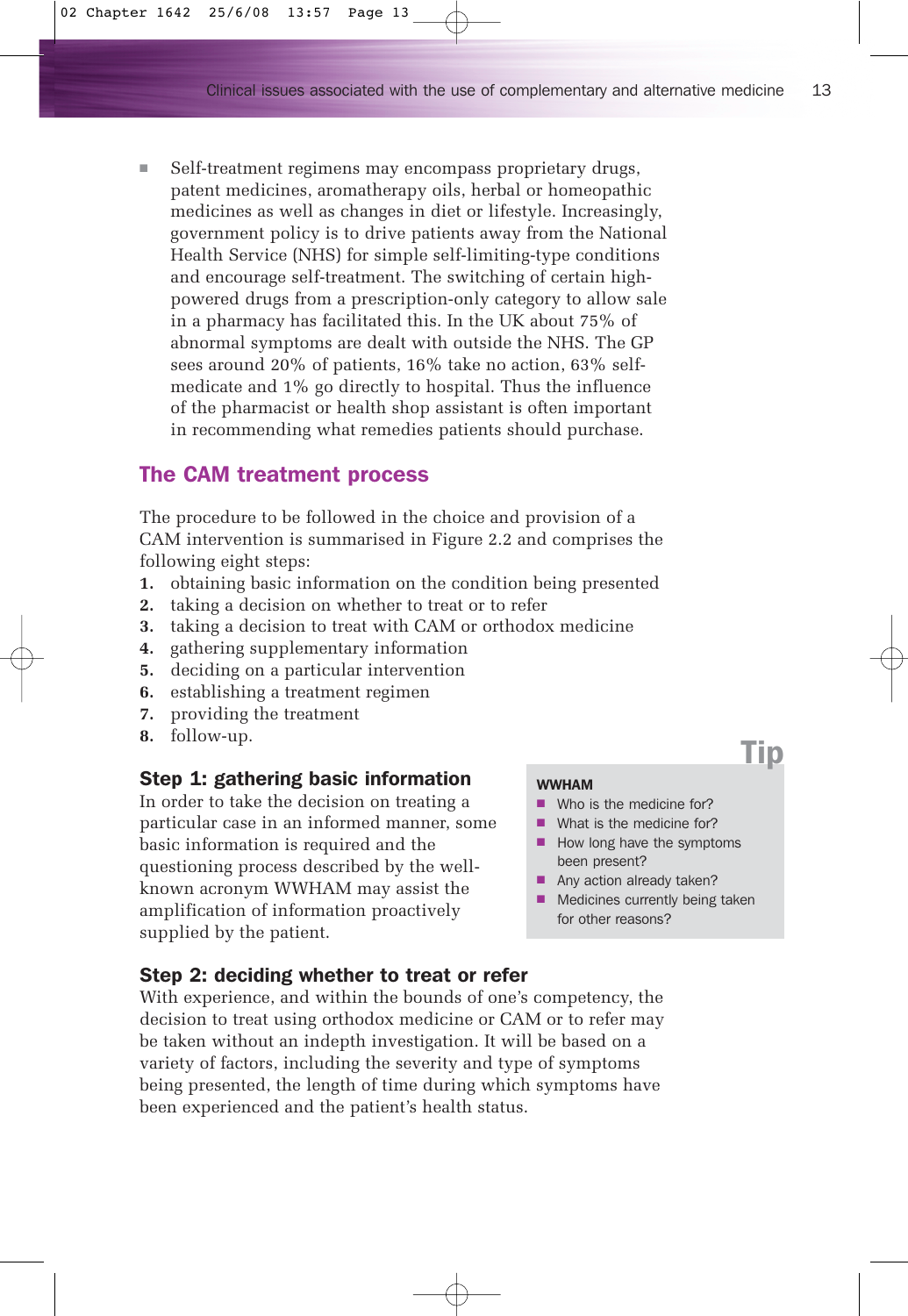- Self-treatment regimens may encompass proprietary drugs, patent medicines, aromatherapy oils, herbal or homeopathic medicines as well as changes in diet or lifestyle. Increasingly, government policy is to drive patients away from the National Health Service (NHS) for simple self-limiting-type conditions and encourage self-treatment. The switching of certain high-powered drugs from a prescription-only category to allow sale in a pharmacy has facilitated this. In the UK about 75% of abnormal symptoms are dealt with outside the NHS. The GP sees around 20% of patients, 16% take no action, 63% self-medicate and 1% go directly to hospital. Thus the influence of the pharmacist or health shop assistant is often important in recommending what remedies patients should purchase.

## The CAM treatment process

The procedure to be followed in the choice and provision of a CAM intervention is summarised in Figure 2.2 and comprises the following eight steps:

1. obtaining basic information on the condition being presented
2. taking a decision on whether to treat or to refer
3. taking a decision to treat with CAM or orthodox medicine
4. gathering supplementary information
5. deciding on a particular intervention
6. establishing a treatment regimen
7. providing the treatment
8. follow-up.

### Step 1: gathering basic information

In order to take the decision on treating a particular case in an informed manner, some basic information is required and the questioning process described by the well-known acronym WWHAM may assist the amplification of information proactively supplied by the patient.

> **Tip**
>
> **WWHAM**
>
> - Who is the medicine for?
> - What is the medicine for?
> - How long have the symptoms been present?
> - Any action already taken?
> - Medicines currently being taken for other reasons?

### Step 2: deciding whether to treat or refer

With experience, and within the bounds of one's competency, the decision to treat using orthodox medicine or CAM or to refer may be taken without an indepth investigation. It will be based on a variety of factors, including the severity and type of symptoms being presented, the length of time during which symptoms have been experienced and the patient's health status.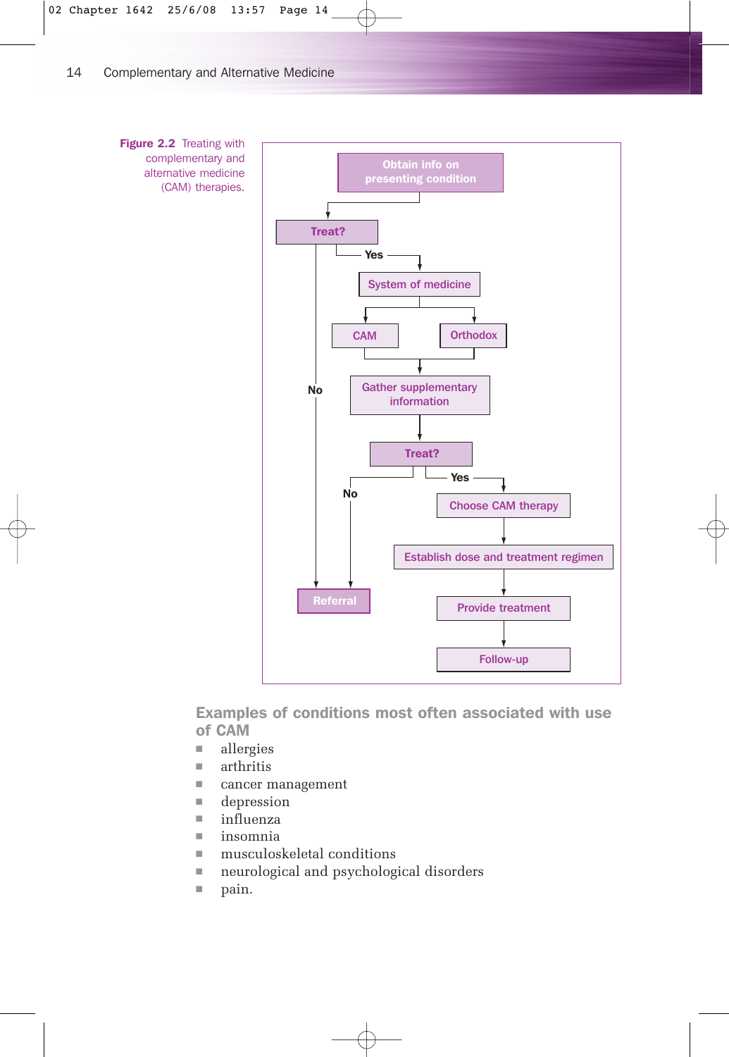Obtain info on presenting condition

Treat?

Yes

No

System of medicine

CAM

Orthodox

Gather supplementary information

Treat?

Yes

No

Choose CAM therapy

Establish dose and treatment regimen

Provide treatment

Follow-up

Referral

**Figure 2.2** Treating with complementary and alternative medicine (CAM) therapies.

## Examples of conditions most often associated with use of CAM

- allergies
- arthritis
- cancer management
- depression
- influenza
- insomnia
- musculoskeletal conditions
- neurological and psychological disorders
- pain.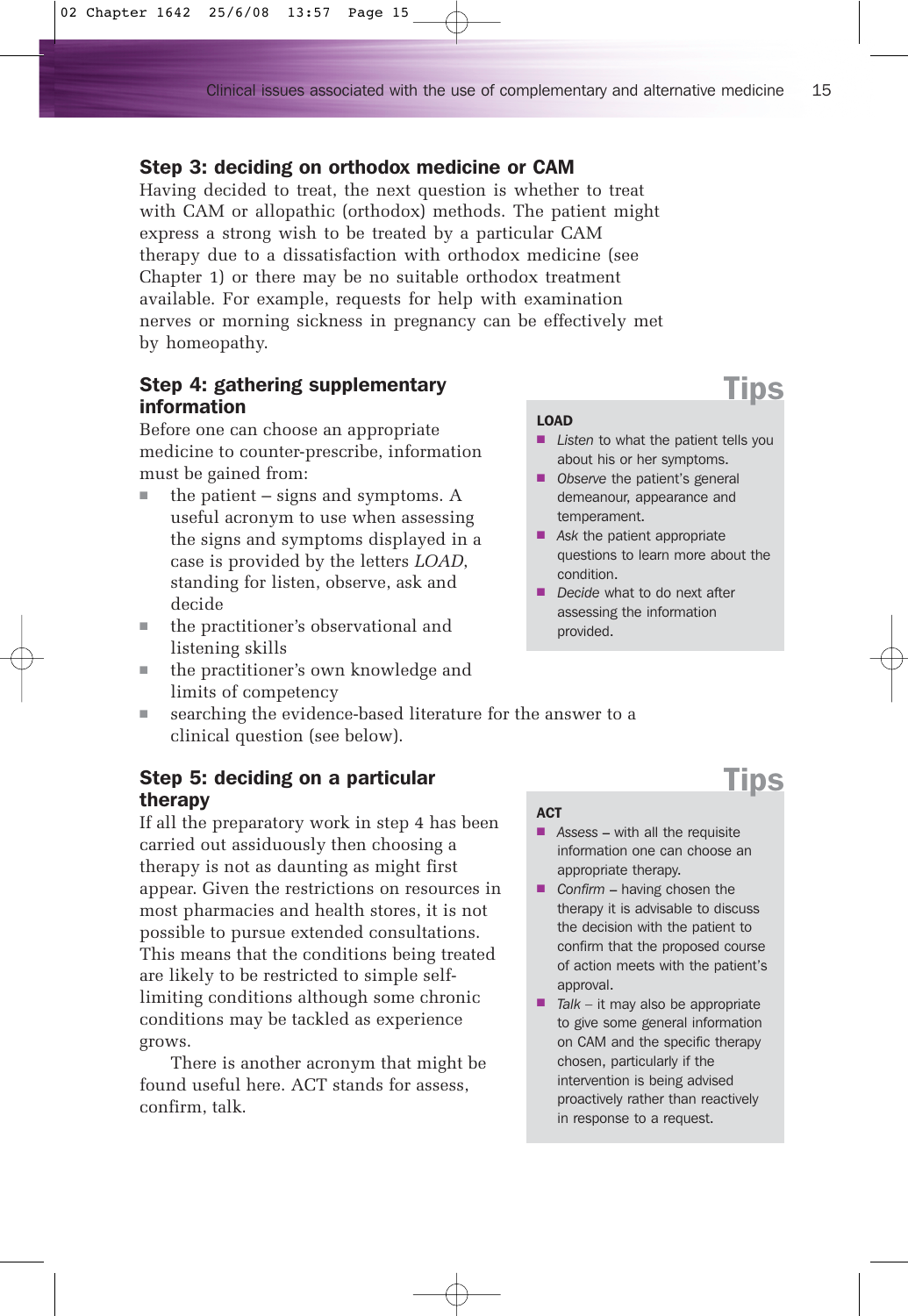### Step 3: deciding on orthodox medicine or CAM

Having decided to treat, the next question is whether to treat with CAM or allopathic (orthodox) methods. The patient might express a strong wish to be treated by a particular CAM therapy due to a dissatisfaction with orthodox medicine (see Chapter 1) or there may be no suitable orthodox treatment available. For example, requests for help with examination nerves or morning sickness in pregnancy can be effectively met by homeopathy.

### Step 4: gathering supplementary information

Before one can choose an appropriate medicine to counter-prescribe, information must be gained from:

- the patient – signs and symptoms. A useful acronym to use when assessing the signs and symptoms displayed in a case is provided by the letters *LOAD*, standing for listen, observe, ask and decide
- the practitioner's observational and listening skills
- the practitioner's own knowledge and limits of competency
- searching the evidence-based literature for the answer to a clinical question (see below).

> **Tips**
>
> **LOAD**
>
> - *Listen* to what the patient tells you about his or her symptoms.
> - *Observe* the patient's general demeanour, appearance and temperament.
> - *Ask* the patient appropriate questions to learn more about the condition.
> - *Decide* what to do next after assessing the information provided.

### Step 5: deciding on a particular therapy

If all the preparatory work in step 4 has been carried out assiduously then choosing a therapy is not as daunting as might first appear. Given the restrictions on resources in most pharmacies and health stores, it is not possible to pursue extended consultations. This means that the conditions being treated are likely to be restricted to simple self-limiting conditions although some chronic conditions may be tackled as experience grows.

There is another acronym that might be found useful here. ACT stands for assess, confirm, talk.

> **Tips**
>
> **ACT**
>
> - *Assess* – with all the requisite information one can choose an appropriate therapy.
> - *Confirm* – having chosen the therapy it is advisable to discuss the decision with the patient to confirm that the proposed course of action meets with the patient's approval.
> - *Talk* – it may also be appropriate to give some general information on CAM and the specific therapy chosen, particularly if the intervention is being advised proactively rather than reactively in response to a request.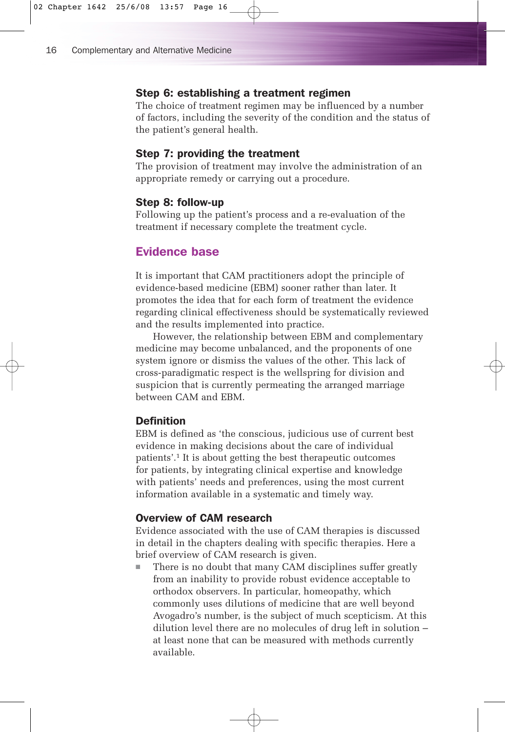### Step 6: establishing a treatment regimen

The choice of treatment regimen may be influenced by a number of factors, including the severity of the condition and the status of the patient's general health.

### Step 7: providing the treatment

The provision of treatment may involve the administration of an appropriate remedy or carrying out a procedure.

### Step 8: follow-up

Following up the patient's process and a re-evaluation of the treatment if necessary complete the treatment cycle.

## Evidence base

It is important that CAM practitioners adopt the principle of evidence-based medicine (EBM) sooner rather than later. It promotes the idea that for each form of treatment the evidence regarding clinical effectiveness should be systematically reviewed and the results implemented into practice.

However, the relationship between EBM and complementary medicine may become unbalanced, and the proponents of one system ignore or dismiss the values of the other. This lack of cross-paradigmatic respect is the wellspring for division and suspicion that is currently permeating the arranged marriage between CAM and EBM.

### Definition

EBM is defined as 'the conscious, judicious use of current best evidence in making decisions about the care of individual patients'.[1] It is about getting the best therapeutic outcomes for patients, by integrating clinical expertise and knowledge with patients' needs and preferences, using the most current information available in a systematic and timely way.

### Overview of CAM research

Evidence associated with the use of CAM therapies is discussed in detail in the chapters dealing with specific therapies. Here a brief overview of CAM research is given.

- There is no doubt that many CAM disciplines suffer greatly from an inability to provide robust evidence acceptable to orthodox observers. In particular, homeopathy, which commonly uses dilutions of medicine that are well beyond Avogadro's number, is the subject of much scepticism. At this dilution level there are no molecules of drug left in solution – at least none that can be measured with methods currently available.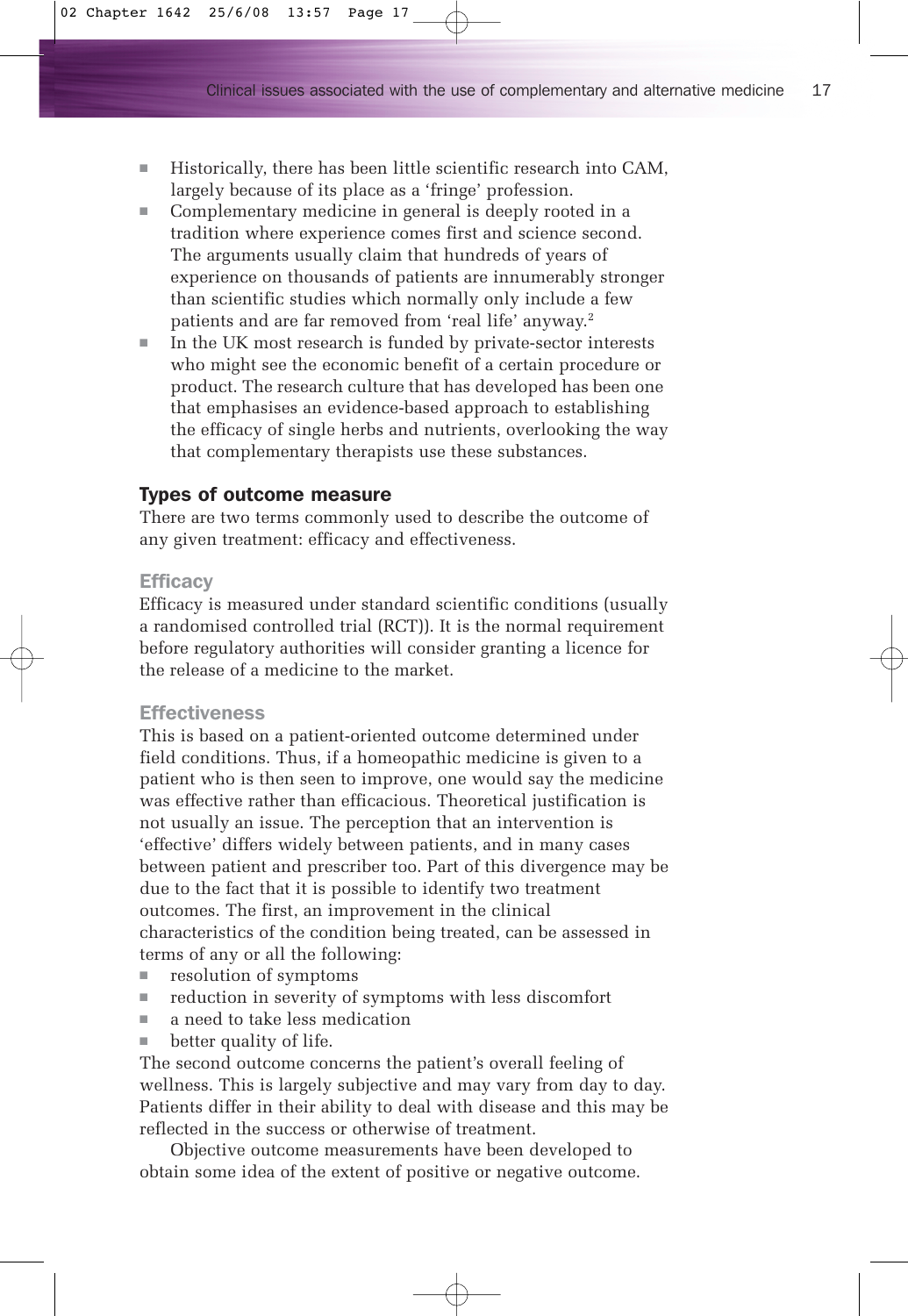- Historically, there has been little scientific research into CAM, largely because of its place as a 'fringe' profession.
- Complementary medicine in general is deeply rooted in a tradition where experience comes first and science second. The arguments usually claim that hundreds of years of experience on thousands of patients are innumerably stronger than scientific studies which normally only include a few patients and are far removed from 'real life' anyway.[2]
- In the UK most research is funded by private-sector interests who might see the economic benefit of a certain procedure or product. The research culture that has developed has been one that emphasises an evidence-based approach to establishing the efficacy of single herbs and nutrients, overlooking the way that complementary therapists use these substances.

## Types of outcome measure

There are two terms commonly used to describe the outcome of any given treatment: efficacy and effectiveness.

### Efficacy

Efficacy is measured under standard scientific conditions (usually a randomised controlled trial (RCT)). It is the normal requirement before regulatory authorities will consider granting a licence for the release of a medicine to the market.

### Effectiveness

This is based on a patient-oriented outcome determined under field conditions. Thus, if a homeopathic medicine is given to a patient who is then seen to improve, one would say the medicine was effective rather than efficacious. Theoretical justification is not usually an issue. The perception that an intervention is 'effective' differs widely between patients, and in many cases between patient and prescriber too. Part of this divergence may be due to the fact that it is possible to identify two treatment outcomes. The first, an improvement in the clinical characteristics of the condition being treated, can be assessed in terms of any or all the following:

- resolution of symptoms
- reduction in severity of symptoms with less discomfort
- a need to take less medication
- better quality of life.

The second outcome concerns the patient's overall feeling of wellness. This is largely subjective and may vary from day to day. Patients differ in their ability to deal with disease and this may be reflected in the success or otherwise of treatment.

Objective outcome measurements have been developed to obtain some idea of the extent of positive or negative outcome.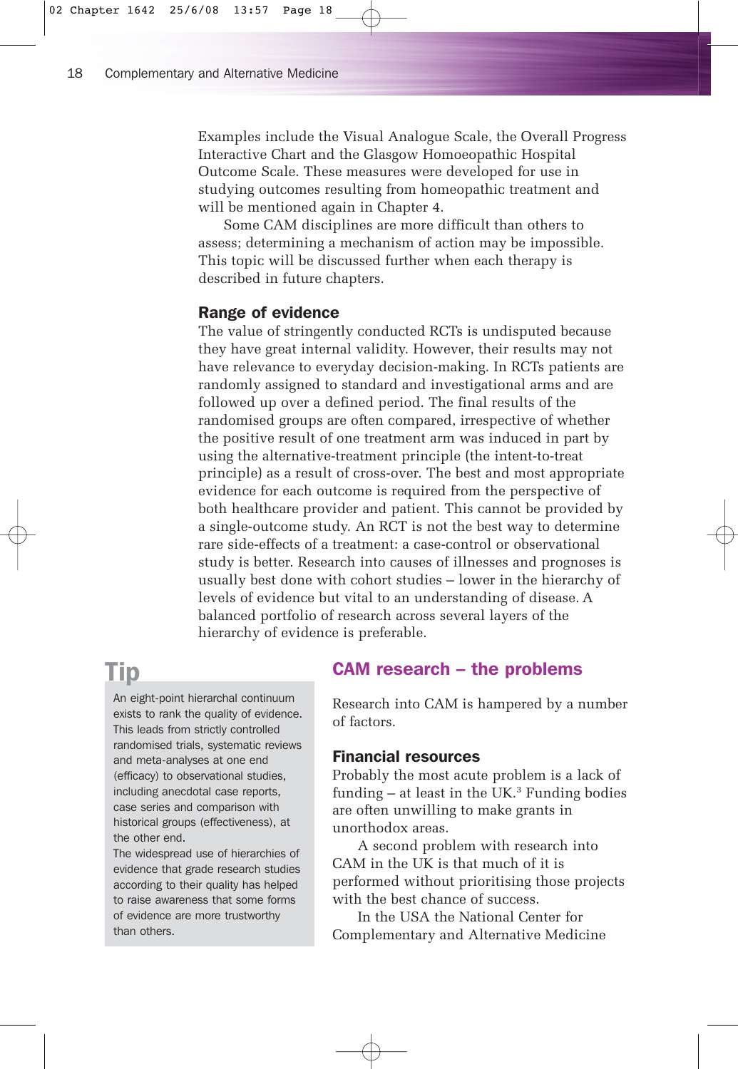Examples include the Visual Analogue Scale, the Overall Progress Interactive Chart and the Glasgow Homoeopathic Hospital Outcome Scale. These measures were developed for use in studying outcomes resulting from homeopathic treatment and will be mentioned again in Chapter 4.

Some CAM disciplines are more difficult than others to assess; determining a mechanism of action may be impossible. This topic will be discussed further when each therapy is described in future chapters.

### Range of evidence

The value of stringently conducted RCTs is undisputed because they have great internal validity. However, their results may not have relevance to everyday decision-making. In RCTs patients are randomly assigned to standard and investigational arms and are followed up over a defined period. The final results of the randomised groups are often compared, irrespective of whether the positive result of one treatment arm was induced in part by using the alternative-treatment principle (the intent-to-treat principle) as a result of cross-over. The best and most appropriate evidence for each outcome is required from the perspective of both healthcare provider and patient. This cannot be provided by a single-outcome study. An RCT is not the best way to determine rare side-effects of a treatment: a case-control or observational study is better. Research into causes of illnesses and prognoses is usually best done with cohort studies – lower in the hierarchy of levels of evidence but vital to an understanding of disease. A balanced portfolio of research across several layers of the hierarchy of evidence is preferable.

**Tip**

An eight-point hierarchal continuum exists to rank the quality of evidence. This leads from strictly controlled randomised trials, systematic reviews and meta-analyses at one end (efficacy) to observational studies, including anecdotal case reports, case series and comparison with historical groups (effectiveness), at the other end.

The widespread use of hierarchies of evidence that grade research studies according to their quality has helped to raise awareness that some forms of evidence are more trustworthy than others.

## CAM research – the problems

Research into CAM is hampered by a number of factors.

### Financial resources

Probably the most acute problem is a lack of funding – at least in the UK.[3] Funding bodies are often unwilling to make grants in unorthodox areas.

A second problem with research into CAM in the UK is that much of it is performed without prioritising those projects with the best chance of success.

In the USA the National Center for Complementary and Alternative Medicine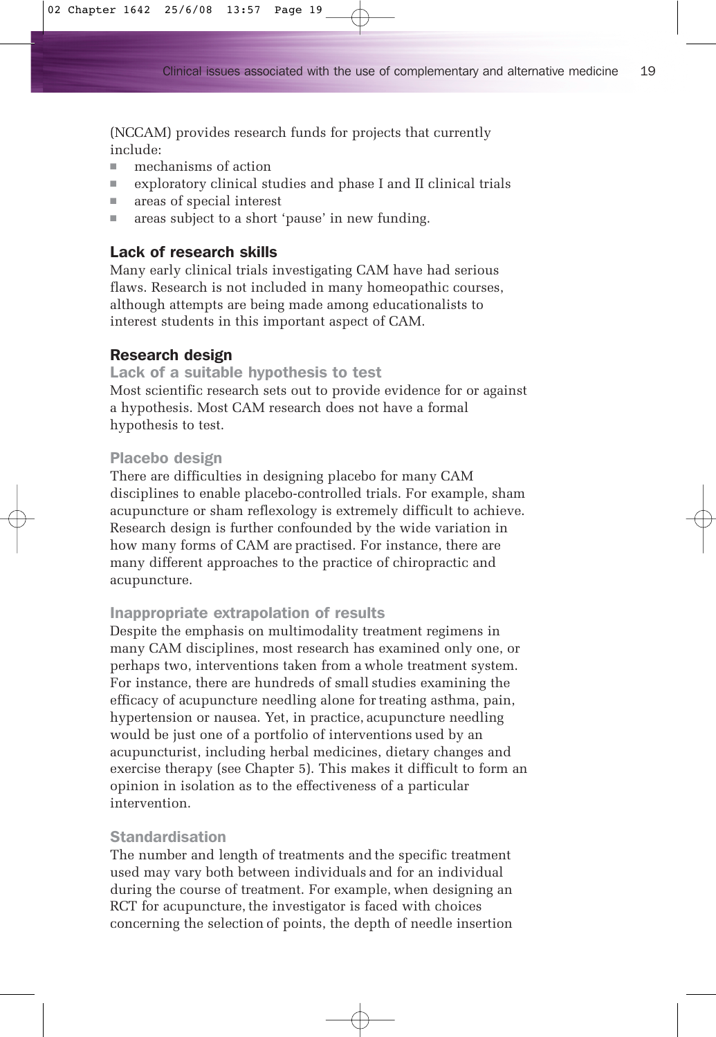(NCCAM) provides research funds for projects that currently include:

- mechanisms of action
- exploratory clinical studies and phase I and II clinical trials
- areas of special interest
- areas subject to a short 'pause' in new funding.

## Lack of research skills

Many early clinical trials investigating CAM have had serious flaws. Research is not included in many homeopathic courses, although attempts are being made among educationalists to interest students in this important aspect of CAM.

## Research design

### Lack of a suitable hypothesis to test

Most scientific research sets out to provide evidence for or against a hypothesis. Most CAM research does not have a formal hypothesis to test.

### Placebo design

There are difficulties in designing placebo for many CAM disciplines to enable placebo-controlled trials. For example, sham acupuncture or sham reflexology is extremely difficult to achieve. Research design is further confounded by the wide variation in how many forms of CAM are practised. For instance, there are many different approaches to the practice of chiropractic and acupuncture.

### Inappropriate extrapolation of results

Despite the emphasis on multimodality treatment regimens in many CAM disciplines, most research has examined only one, or perhaps two, interventions taken from a whole treatment system. For instance, there are hundreds of small studies examining the efficacy of acupuncture needling alone for treating asthma, pain, hypertension or nausea. Yet, in practice, acupuncture needling would be just one of a portfolio of interventions used by an acupuncturist, including herbal medicines, dietary changes and exercise therapy (see Chapter 5). This makes it difficult to form an opinion in isolation as to the effectiveness of a particular intervention.

### Standardisation

The number and length of treatments and the specific treatment used may vary both between individuals and for an individual during the course of treatment. For example, when designing an RCT for acupuncture, the investigator is faced with choices concerning the selection of points, the depth of needle insertion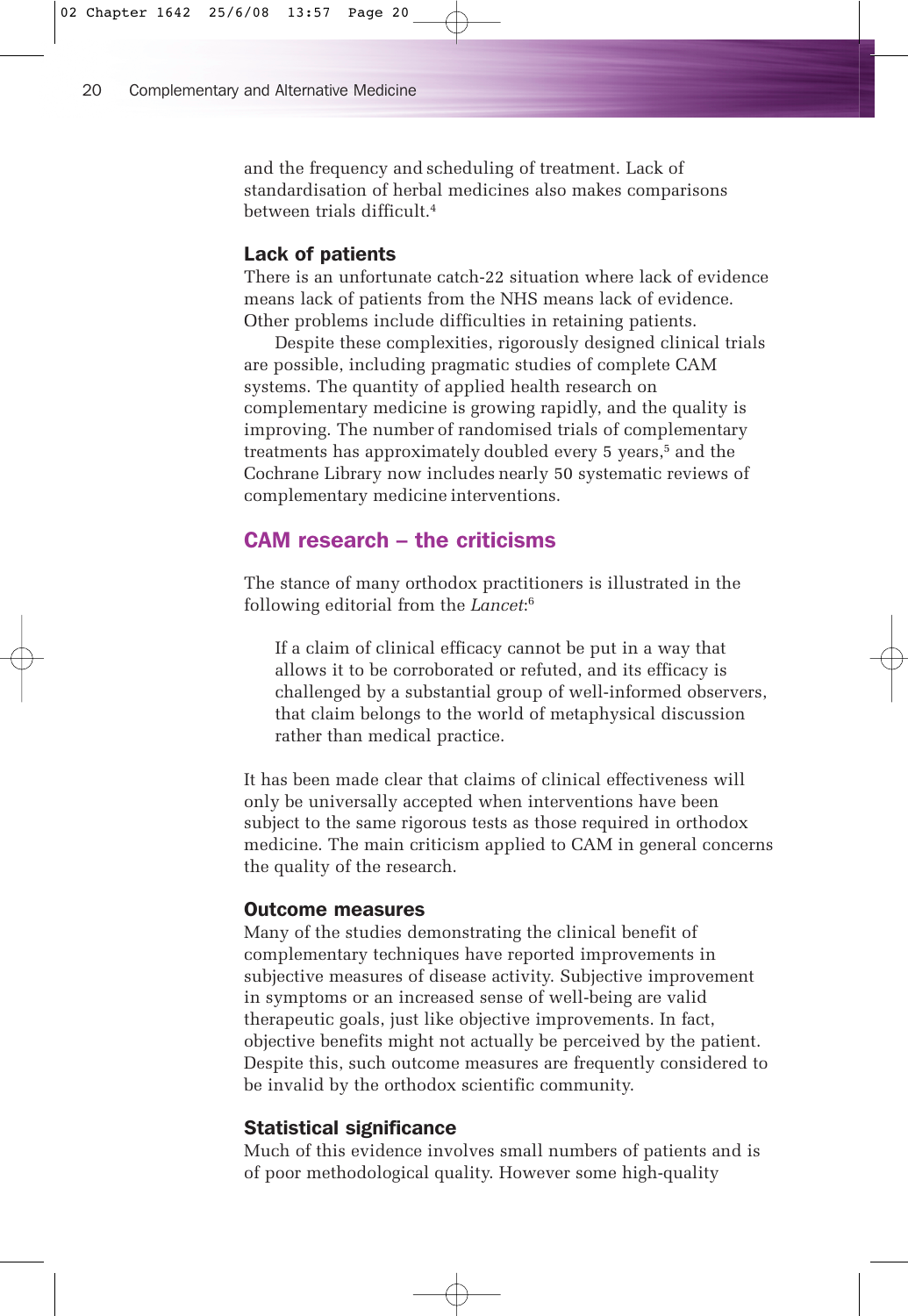and the frequency and scheduling of treatment. Lack of standardisation of herbal medicines also makes comparisons between trials difficult.[4]

### Lack of patients

There is an unfortunate catch-22 situation where lack of evidence means lack of patients from the NHS means lack of evidence. Other problems include difficulties in retaining patients.

Despite these complexities, rigorously designed clinical trials are possible, including pragmatic studies of complete CAM systems. The quantity of applied health research on complementary medicine is growing rapidly, and the quality is improving. The number of randomised trials of complementary treatments has approximately doubled every 5 years,[5] and the Cochrane Library now includes nearly 50 systematic reviews of complementary medicine interventions.

## CAM research – the criticisms

The stance of many orthodox practitioners is illustrated in the following editorial from the *Lancet*:[6]

> If a claim of clinical efficacy cannot be put in a way that allows it to be corroborated or refuted, and its efficacy is challenged by a substantial group of well-informed observers, that claim belongs to the world of metaphysical discussion rather than medical practice.

It has been made clear that claims of clinical effectiveness will only be universally accepted when interventions have been subject to the same rigorous tests as those required in orthodox medicine. The main criticism applied to CAM in general concerns the quality of the research.

### Outcome measures

Many of the studies demonstrating the clinical benefit of complementary techniques have reported improvements in subjective measures of disease activity. Subjective improvement in symptoms or an increased sense of well-being are valid therapeutic goals, just like objective improvements. In fact, objective benefits might not actually be perceived by the patient. Despite this, such outcome measures are frequently considered to be invalid by the orthodox scientific community.

### Statistical significance

Much of this evidence involves small numbers of patients and is of poor methodological quality. However some high-quality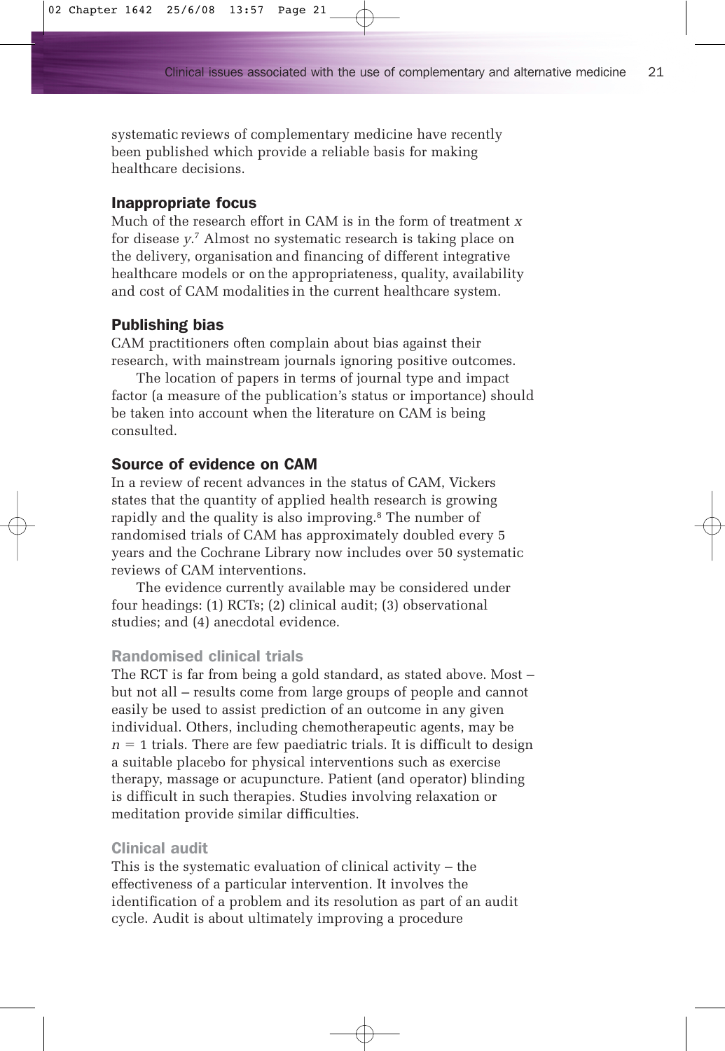systematic reviews of complementary medicine have recently been published which provide a reliable basis for making healthcare decisions.

### Inappropriate focus

Much of the research effort in CAM is in the form of treatment *x* for disease *y*.[7] Almost no systematic research is taking place on the delivery, organisation and financing of different integrative healthcare models or on the appropriateness, quality, availability and cost of CAM modalities in the current healthcare system.

### Publishing bias

CAM practitioners often complain about bias against their research, with mainstream journals ignoring positive outcomes.

The location of papers in terms of journal type and impact factor (a measure of the publication's status or importance) should be taken into account when the literature on CAM is being consulted.

### Source of evidence on CAM

In a review of recent advances in the status of CAM, Vickers states that the quantity of applied health research is growing rapidly and the quality is also improving.[8] The number of randomised trials of CAM has approximately doubled every 5 years and the Cochrane Library now includes over 50 systematic reviews of CAM interventions.

The evidence currently available may be considered under four headings: (1) RCTs; (2) clinical audit; (3) observational studies; and (4) anecdotal evidence.

#### Randomised clinical trials

The RCT is far from being a gold standard, as stated above. Most – but not all – results come from large groups of people and cannot easily be used to assist prediction of an outcome in any given individual. Others, including chemotherapeutic agents, may be $n = 1$ trials. There are few paediatric trials. It is difficult to design a suitable placebo for physical interventions such as exercise therapy, massage or acupuncture. Patient (and operator) blinding is difficult in such therapies. Studies involving relaxation or meditation provide similar difficulties.

#### Clinical audit

This is the systematic evaluation of clinical activity – the effectiveness of a particular intervention. It involves the identification of a problem and its resolution as part of an audit cycle. Audit is about ultimately improving a procedure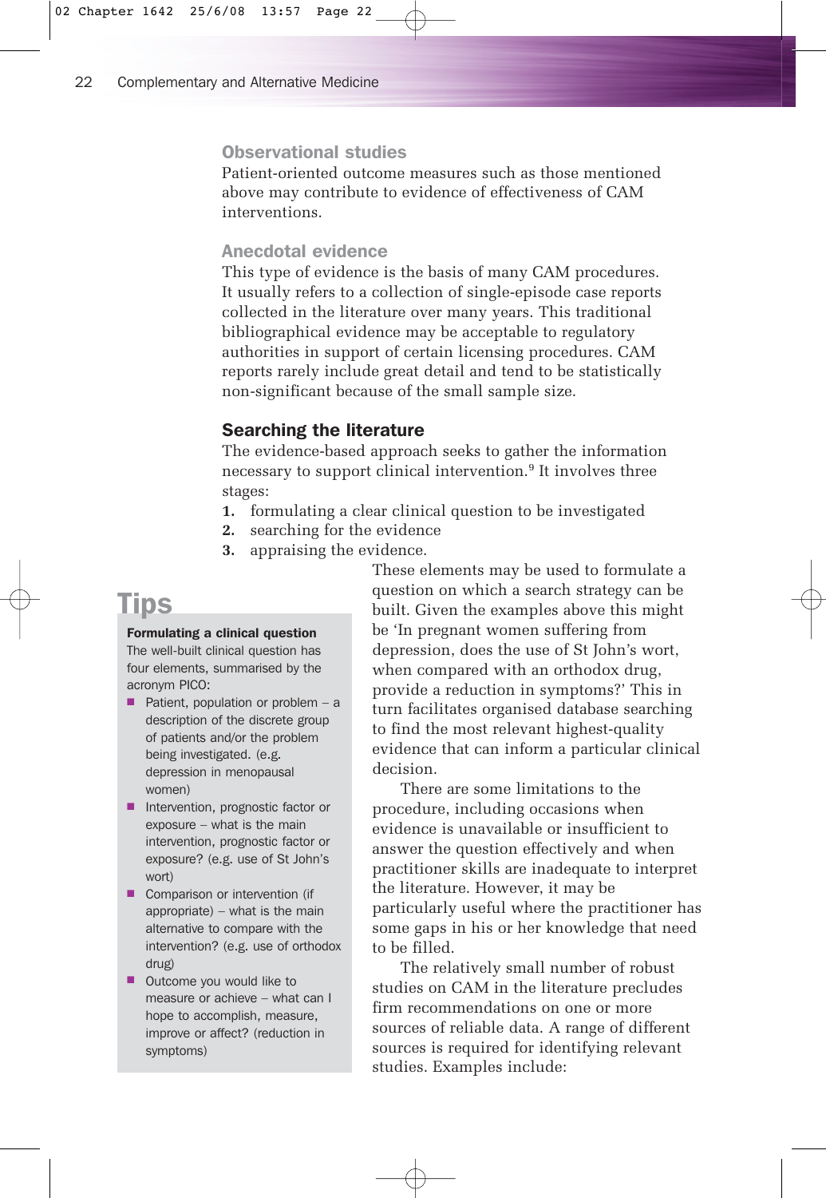### Observational studies

Patient-oriented outcome measures such as those mentioned above may contribute to evidence of effectiveness of CAM interventions.

### Anecdotal evidence

This type of evidence is the basis of many CAM procedures. It usually refers to a collection of single-episode case reports collected in the literature over many years. This traditional bibliographical evidence may be acceptable to regulatory authorities in support of certain licensing procedures. CAM reports rarely include great detail and tend to be statistically non-significant because of the small sample size.

## Searching the literature

The evidence-based approach seeks to gather the information necessary to support clinical intervention.[9] It involves three stages:

1. formulating a clear clinical question to be investigated
2. searching for the evidence
3. appraising the evidence.

> **Tips**
>
> **Formulating a clinical question**
>
> The well-built clinical question has four elements, summarised by the acronym PICO:
>
> - Patient, population or problem – a description of the discrete group of patients and/or the problem being investigated. (e.g. depression in menopausal women)
> - Intervention, prognostic factor or exposure – what is the main intervention, prognostic factor or exposure? (e.g. use of St John's wort)
> - Comparison or intervention (if appropriate) – what is the main alternative to compare with the intervention? (e.g. use of orthodox drug)
> - Outcome you would like to measure or achieve – what can I hope to accomplish, measure, improve or affect? (reduction in symptoms)

These elements may be used to formulate a question on which a search strategy can be built. Given the examples above this might be 'In pregnant women suffering from depression, does the use of St John's wort, when compared with an orthodox drug, provide a reduction in symptoms?' This in turn facilitates organised database searching to find the most relevant highest-quality evidence that can inform a particular clinical decision.

There are some limitations to the procedure, including occasions when evidence is unavailable or insufficient to answer the question effectively and when practitioner skills are inadequate to interpret the literature. However, it may be particularly useful where the practitioner has some gaps in his or her knowledge that need to be filled.

The relatively small number of robust studies on CAM in the literature precludes firm recommendations on one or more sources of reliable data. A range of different sources is required for identifying relevant studies. Examples include: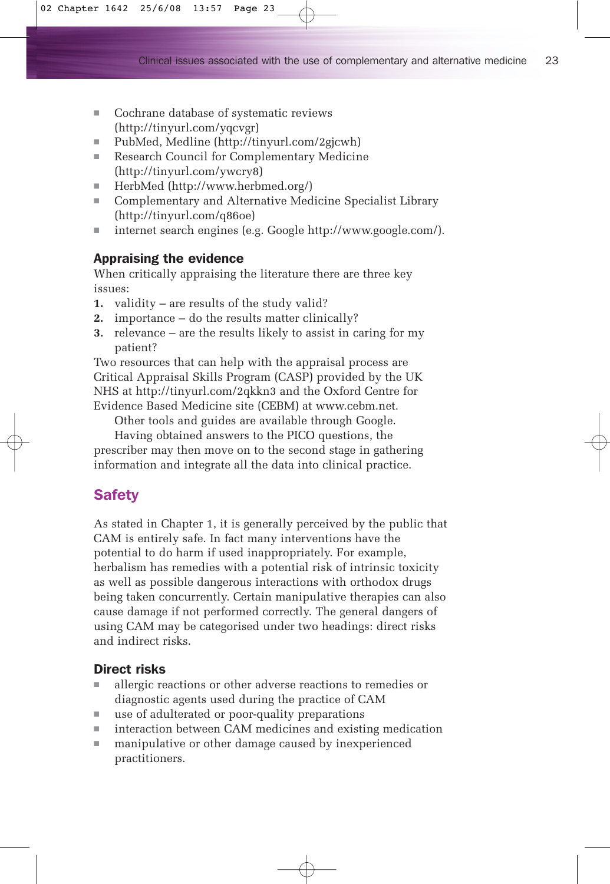- Cochrane database of systematic reviews (http://tinyurl.com/yqcvgr)
- PubMed, Medline (http://tinyurl.com/2gjcwh)
- Research Council for Complementary Medicine (http://tinyurl.com/ywcry8)
- HerbMed (http://www.herbmed.org/)
- Complementary and Alternative Medicine Specialist Library (http://tinyurl.com/q86oe)
- internet search engines (e.g. Google http://www.google.com/).

### Appraising the evidence

When critically appraising the literature there are three key issues:

1. validity – are results of the study valid?
2. importance – do the results matter clinically?
3. relevance – are the results likely to assist in caring for my patient?

Two resources that can help with the appraisal process are Critical Appraisal Skills Program (CASP) provided by the UK NHS at http://tinyurl.com/2qkkn3 and the Oxford Centre for Evidence Based Medicine site (CEBM) at www.cebm.net.

Other tools and guides are available through Google.

Having obtained answers to the PICO questions, the prescriber may then move on to the second stage in gathering information and integrate all the data into clinical practice.

## Safety

As stated in Chapter 1, it is generally perceived by the public that CAM is entirely safe. In fact many interventions have the potential to do harm if used inappropriately. For example, herbalism has remedies with a potential risk of intrinsic toxicity as well as possible dangerous interactions with orthodox drugs being taken concurrently. Certain manipulative therapies can also cause damage if not performed correctly. The general dangers of using CAM may be categorised under two headings: direct risks and indirect risks.

### Direct risks

- allergic reactions or other adverse reactions to remedies or diagnostic agents used during the practice of CAM
- use of adulterated or poor-quality preparations
- interaction between CAM medicines and existing medication
- manipulative or other damage caused by inexperienced practitioners.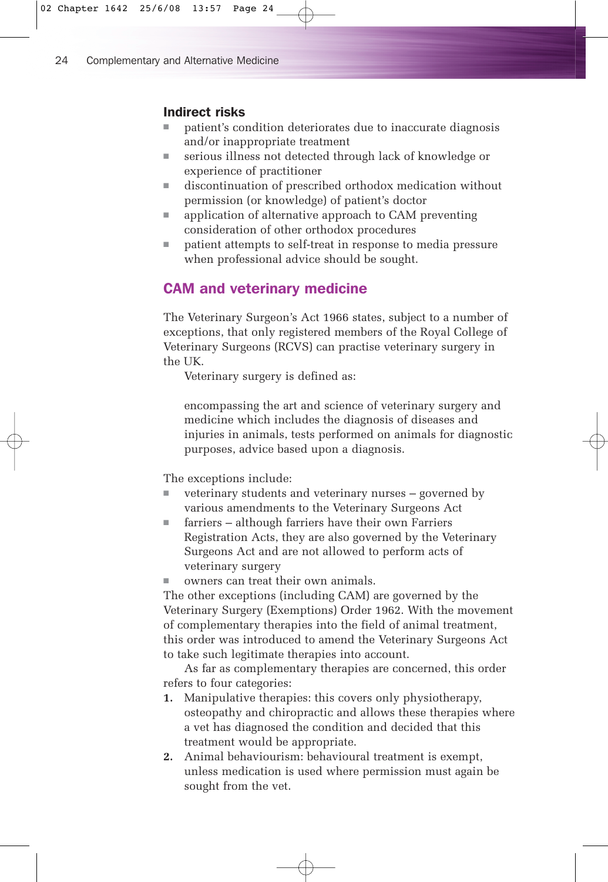### Indirect risks

- patient's condition deteriorates due to inaccurate diagnosis and/or inappropriate treatment
- serious illness not detected through lack of knowledge or experience of practitioner
- discontinuation of prescribed orthodox medication without permission (or knowledge) of patient's doctor
- application of alternative approach to CAM preventing consideration of other orthodox procedures
- patient attempts to self-treat in response to media pressure when professional advice should be sought.

## CAM and veterinary medicine

The Veterinary Surgeon's Act 1966 states, subject to a number of exceptions, that only registered members of the Royal College of Veterinary Surgeons (RCVS) can practise veterinary surgery in the UK.

Veterinary surgery is defined as:

> encompassing the art and science of veterinary surgery and medicine which includes the diagnosis of diseases and injuries in animals, tests performed on animals for diagnostic purposes, advice based upon a diagnosis.

The exceptions include:

- veterinary students and veterinary nurses – governed by various amendments to the Veterinary Surgeons Act
- farriers – although farriers have their own Farriers Registration Acts, they are also governed by the Veterinary Surgeons Act and are not allowed to perform acts of veterinary surgery
- owners can treat their own animals.

The other exceptions (including CAM) are governed by the Veterinary Surgery (Exemptions) Order 1962. With the movement of complementary therapies into the field of animal treatment, this order was introduced to amend the Veterinary Surgeons Act to take such legitimate therapies into account.

As far as complementary therapies are concerned, this order refers to four categories:

1. Manipulative therapies: this covers only physiotherapy, osteopathy and chiropractic and allows these therapies where a vet has diagnosed the condition and decided that this treatment would be appropriate.
2. Animal behaviourism: behavioural treatment is exempt, unless medication is used where permission must again be sought from the vet.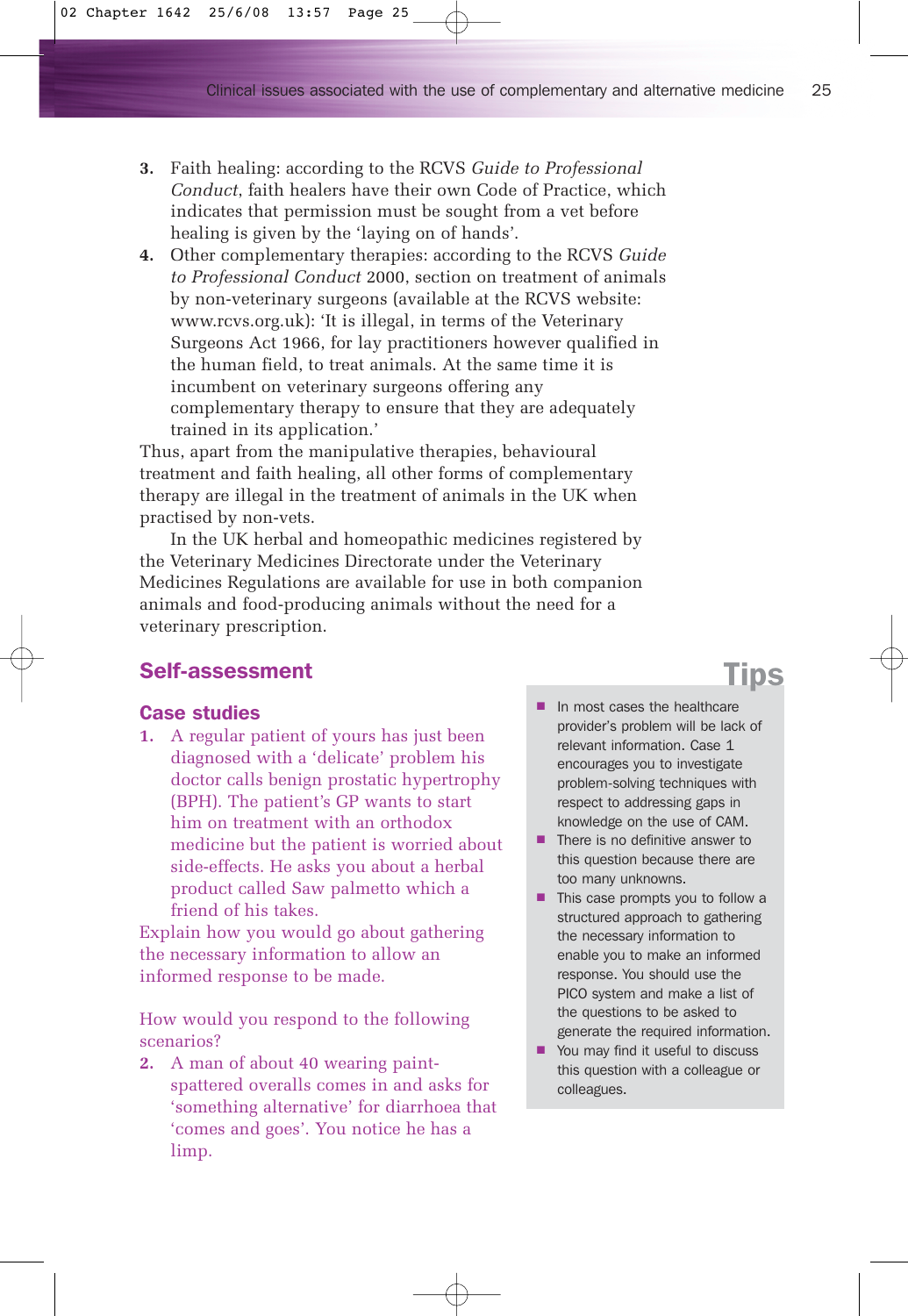3. Faith healing: according to the RCVS *Guide to Professional Conduct*, faith healers have their own Code of Practice, which indicates that permission must be sought from a vet before healing is given by the 'laying on of hands'.
4. Other complementary therapies: according to the RCVS *Guide to Professional Conduct* 2000, section on treatment of animals by non-veterinary surgeons (available at the RCVS website: www.rcvs.org.uk): 'It is illegal, in terms of the Veterinary Surgeons Act 1966, for lay practitioners however qualified in the human field, to treat animals. At the same time it is incumbent on veterinary surgeons offering any complementary therapy to ensure that they are adequately trained in its application.'

Thus, apart from the manipulative therapies, behavioural treatment and faith healing, all other forms of complementary therapy are illegal in the treatment of animals in the UK when practised by non-vets.

In the UK herbal and homeopathic medicines registered by the Veterinary Medicines Directorate under the Veterinary Medicines Regulations are available for use in both companion animals and food-producing animals without the need for a veterinary prescription.

## Self-assessment

### Case studies

1. A regular patient of yours has just been diagnosed with a 'delicate' problem his doctor calls benign prostatic hypertrophy (BPH). The patient's GP wants to start him on treatment with an orthodox medicine but the patient is worried about side-effects. He asks you about a herbal product called Saw palmetto which a friend of his takes.

Explain how you would go about gathering the necessary information to allow an informed response to be made.

How would you respond to the following scenarios?

2. A man of about 40 wearing paint-spattered overalls comes in and asks for 'something alternative' for diarrhoea that 'comes and goes'. You notice he has a limp.

**Tips**

- In most cases the healthcare provider's problem will be lack of relevant information. Case 1 encourages you to investigate problem-solving techniques with respect to addressing gaps in knowledge on the use of CAM.
- There is no definitive answer to this question because there are too many unknowns.
- This case prompts you to follow a structured approach to gathering the necessary information to enable you to make an informed response. You should use the PICO system and make a list of the questions to be asked to generate the required information.
- You may find it useful to discuss this question with a colleague or colleagues.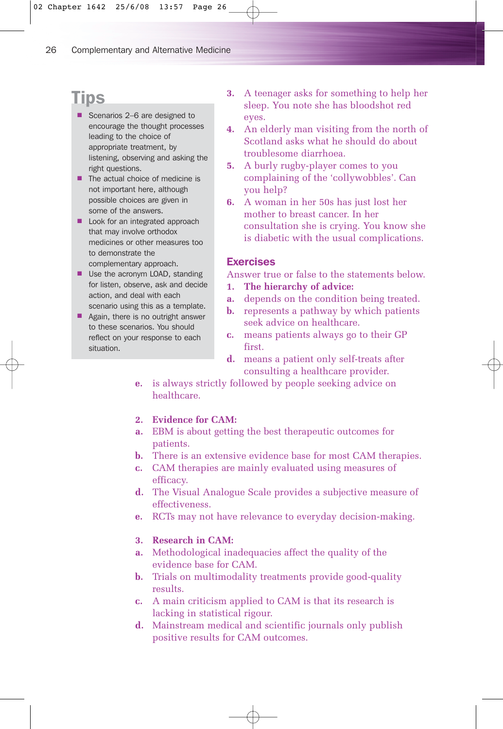## Tips

- Scenarios 2–6 are designed to encourage the thought processes leading to the choice of appropriate treatment, by listening, observing and asking the right questions.
- The actual choice of medicine is not important here, although possible choices are given in some of the answers.
- Look for an integrated approach that may involve orthodox medicines or other measures too to demonstrate the complementary approach.
- Use the acronym LOAD, standing for listen, observe, ask and decide action, and deal with each scenario using this as a template.
- Again, there is no outright answer to these scenarios. You should reflect on your response to each situation.

3. A teenager asks for something to help her sleep. You note she has bloodshot red eyes.
4. An elderly man visiting from the north of Scotland asks what he should do about troublesome diarrhoea.
5. A burly rugby-player comes to you complaining of the 'collywobbles'. Can you help?
6. A woman in her 50s has just lost her mother to breast cancer. In her consultation she is crying. You know she is diabetic with the usual complications.

## Exercises

Answer true or false to the statements below.

**1. The hierarchy of advice:**

**a.** depends on the condition being treated.
**b.** represents a pathway by which patients seek advice on healthcare.
**c.** means patients always go to their GP first.
**d.** means a patient only self-treats after consulting a healthcare provider.
**e.** is always strictly followed by people seeking advice on healthcare.

**2. Evidence for CAM:**

**a.** EBM is about getting the best therapeutic outcomes for patients.
**b.** There is an extensive evidence base for most CAM therapies.
**c.** CAM therapies are mainly evaluated using measures of efficacy.
**d.** The Visual Analogue Scale provides a subjective measure of effectiveness.
**e.** RCTs may not have relevance to everyday decision-making.

**3. Research in CAM:**

**a.** Methodological inadequacies affect the quality of the evidence base for CAM.
**b.** Trials on multimodality treatments provide good-quality results.
**c.** A main criticism applied to CAM is that its research is lacking in statistical rigour.
**d.** Mainstream medical and scientific journals only publish positive results for CAM outcomes.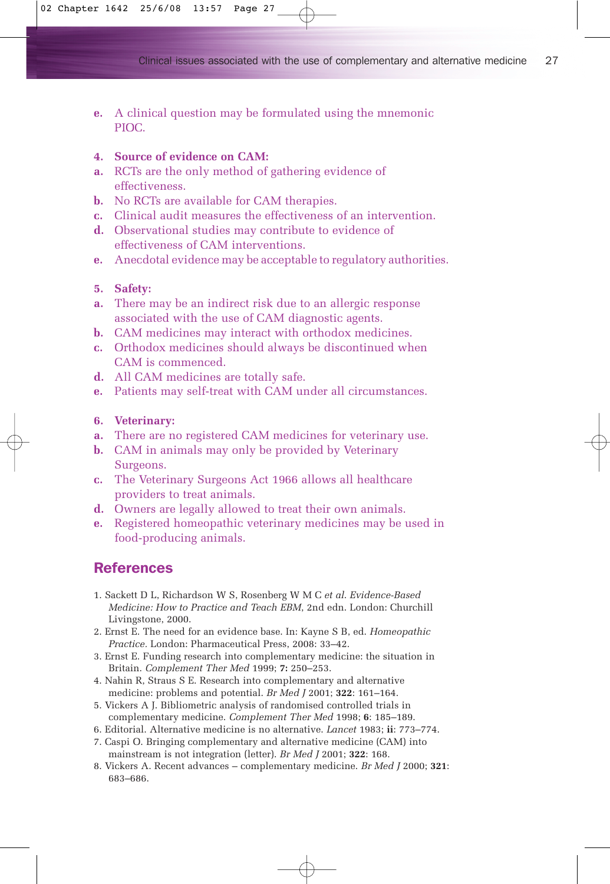**e.** A clinical question may be formulated using the mnemonic PIOC.

**4. Source of evidence on CAM:**

**a.** RCTs are the only method of gathering evidence of effectiveness.

**b.** No RCTs are available for CAM therapies.

**c.** Clinical audit measures the effectiveness of an intervention.

**d.** Observational studies may contribute to evidence of effectiveness of CAM interventions.

**e.** Anecdotal evidence may be acceptable to regulatory authorities.

**5. Safety:**

**a.** There may be an indirect risk due to an allergic response associated with the use of CAM diagnostic agents.

**b.** CAM medicines may interact with orthodox medicines.

**c.** Orthodox medicines should always be discontinued when CAM is commenced.

**d.** All CAM medicines are totally safe.

**e.** Patients may self-treat with CAM under all circumstances.

**6. Veterinary:**

**a.** There are no registered CAM medicines for veterinary use.

**b.** CAM in animals may only be provided by Veterinary Surgeons.

**c.** The Veterinary Surgeons Act 1966 allows all healthcare providers to treat animals.

**d.** Owners are legally allowed to treat their own animals.

**e.** Registered homeopathic veterinary medicines may be used in food-producing animals.

## References

1. Sackett D L, Richardson W S, Rosenberg W M C *et al*. *Evidence-Based Medicine: How to Practice and Teach EBM*, 2nd edn. London: Churchill Livingstone, 2000.
2. Ernst E. The need for an evidence base. In: Kayne S B, ed. *Homeopathic Practice.* London: Pharmaceutical Press, 2008: 33–42.
3. Ernst E. Funding research into complementary medicine: the situation in Britain. *Complement Ther Med* 1999; **7:** 250–253.
4. Nahin R, Straus S E. Research into complementary and alternative medicine: problems and potential. *Br Med J* 2001; **322**: 161–164.
5. Vickers A J. Bibliometric analysis of randomised controlled trials in complementary medicine. *Complement Ther Med* 1998; **6**: 185–189.
6. Editorial. Alternative medicine is no alternative. *Lancet* 1983; **ii**: 773–774.
7. Caspi O. Bringing complementary and alternative medicine (CAM) into mainstream is not integration (letter). *Br Med J* 2001; **322**: 168.
8. Vickers A. Recent advances – complementary medicine. *Br Med J* 2000; **321**: 683–686.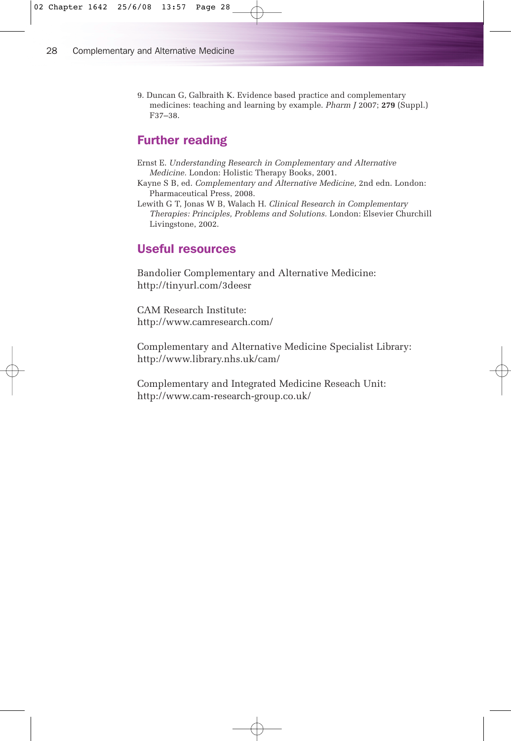9. Duncan G, Galbraith K. Evidence based practice and complementary medicines: teaching and learning by example. *Pharm J* 2007; **279** (Suppl.) F37–38.

## Further reading

Ernst E. *Understanding Research in Complementary and Alternative Medicine.* London: Holistic Therapy Books, 2001.

Kayne S B, ed. *Complementary and Alternative Medicine,* 2nd edn. London: Pharmaceutical Press, 2008.

Lewith G T, Jonas W B, Walach H. *Clinical Research in Complementary Therapies: Principles, Problems and Solutions.* London: Elsevier Churchill Livingstone, 2002.

## Useful resources

Bandolier Complementary and Alternative Medicine:
http://tinyurl.com/3deesr

CAM Research Institute:
http://www.camresearch.com/

Complementary and Alternative Medicine Specialist Library:
http://www.library.nhs.uk/cam/

Complementary and Integrated Medicine Reseach Unit:
http://www.cam-research-group.co.uk/